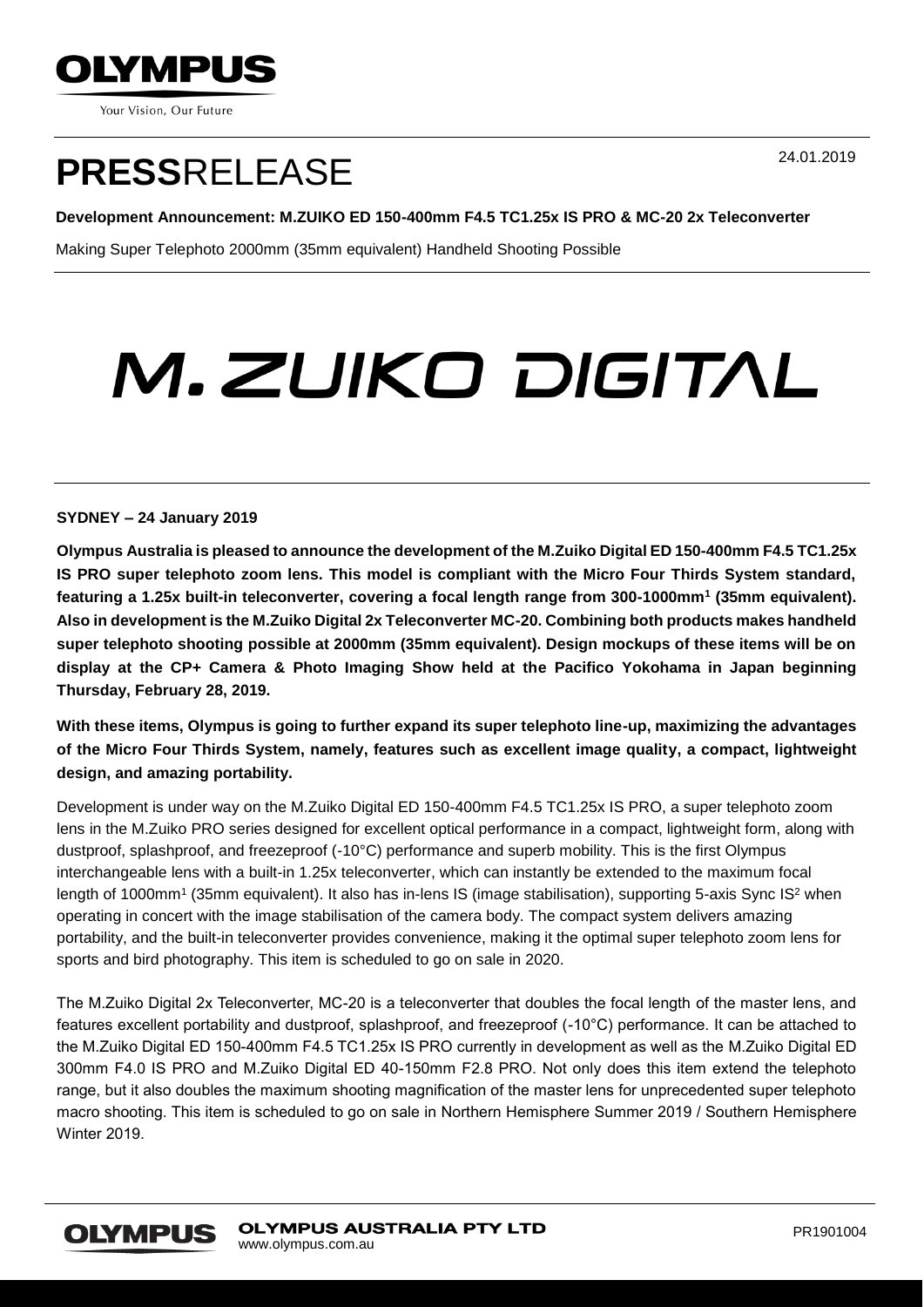OLYMPUS

Your Vision, Our Future

24.01.2019

# PRESSRELEASE

**Development Announcement: M.ZUIKO ED 150-400mm F4.5 TC1.25x IS PRO & MC-20 2x Teleconverter**

Making Super Telephoto 2000mm (35mm equivalent) Handheld Shooting Possible

M.ZUIKO DIGITAL

**SYDNEY – 24 January 2019**

**Olympus Australia is pleased to announce the development of the M.Zuiko Digital ED 150-400mm F4.5 TC1.25x IS PRO super telephoto zoom lens. This model is compliant with the Micro Four Thirds System standard, featuring a 1.25x built-in teleconverter, covering a focal length range from 300-1000mm[1] (35mm equivalent). Also in development is the M.Zuiko Digital 2x Teleconverter MC-20. Combining both products makes handheld super telephoto shooting possible at 2000mm (35mm equivalent). Design mockups of these items will be on display at the CP+ Camera & Photo Imaging Show held at the Pacifico Yokohama in Japan beginning Thursday, February 28, 2019.**

**With these items, Olympus is going to further expand its super telephoto line-up, maximizing the advantages of the Micro Four Thirds System, namely, features such as excellent image quality, a compact, lightweight design, and amazing portability.**

Development is under way on the M.Zuiko Digital ED 150-400mm F4.5 TC1.25x IS PRO, a super telephoto zoom lens in the M.Zuiko PRO series designed for excellent optical performance in a compact, lightweight form, along with dustproof, splashproof, and freezeproof (-10°C) performance and superb mobility. This is the first Olympus interchangeable lens with a built-in 1.25x teleconverter, which can instantly be extended to the maximum focal length of 1000mm[1] (35mm equivalent). It also has in-lens IS (image stabilisation), supporting 5-axis Sync IS[2] when operating in concert with the image stabilisation of the camera body. The compact system delivers amazing portability, and the built-in teleconverter provides convenience, making it the optimal super telephoto zoom lens for sports and bird photography. This item is scheduled to go on sale in 2020.

The M.Zuiko Digital 2x Teleconverter, MC-20 is a teleconverter that doubles the focal length of the master lens, and features excellent portability and dustproof, splashproof, and freezeproof (-10°C) performance. It can be attached to the M.Zuiko Digital ED 150-400mm F4.5 TC1.25x IS PRO currently in development as well as the M.Zuiko Digital ED 300mm F4.0 IS PRO and M.Zuiko Digital ED 40-150mm F2.8 PRO. Not only does this item extend the telephoto range, but it also doubles the maximum shooting magnification of the master lens for unprecedented super telephoto macro shooting. This item is scheduled to go on sale in Northern Hemisphere Summer 2019 / Southern Hemisphere Winter 2019.

OLYMPUS **OLYMPUS AUSTRALIA PTY LTD**
www.olympus.com.au

PR1901004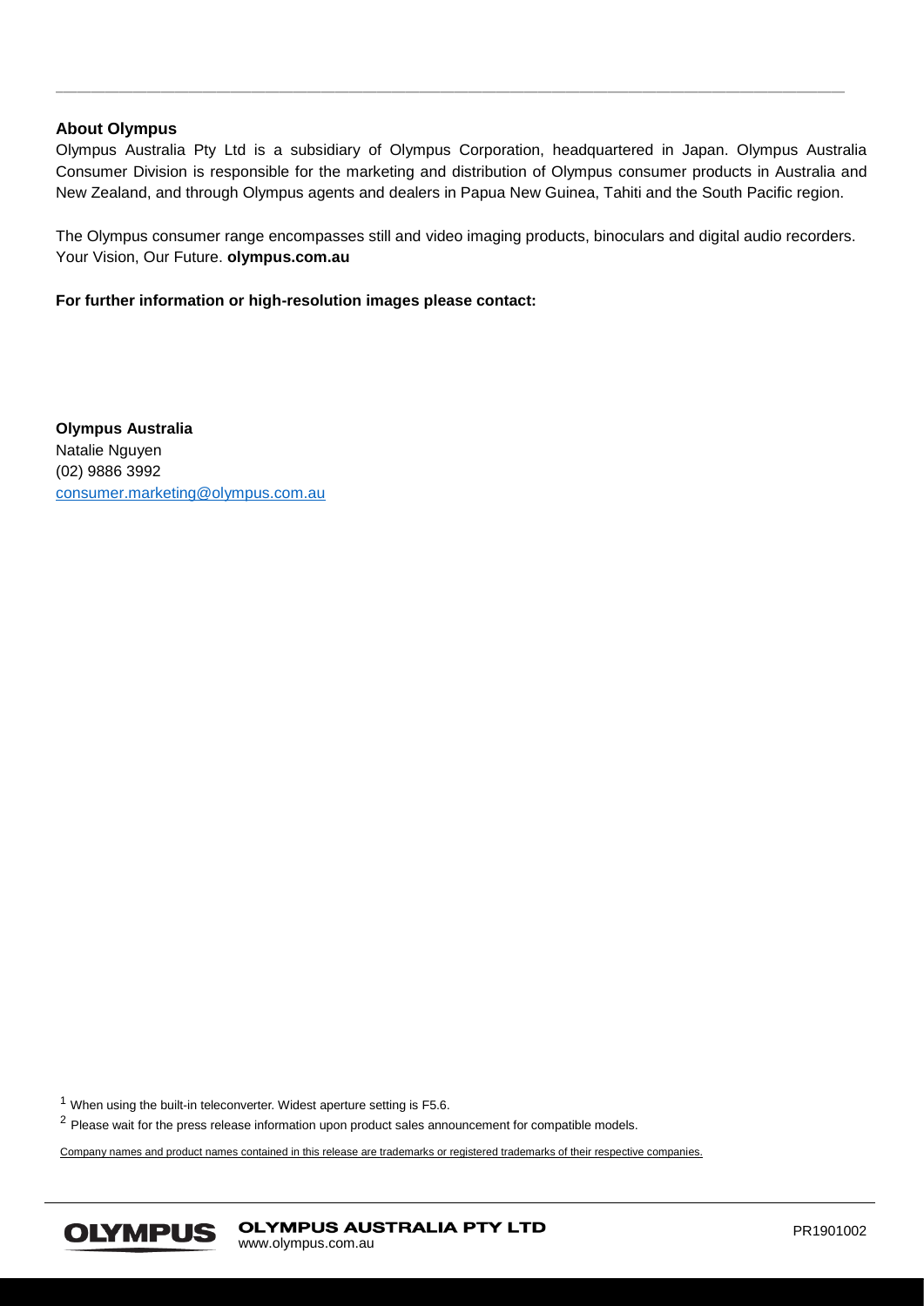**About Olympus**

Olympus Australia Pty Ltd is a subsidiary of Olympus Corporation, headquartered in Japan. Olympus Australia Consumer Division is responsible for the marketing and distribution of Olympus consumer products in Australia and New Zealand, and through Olympus agents and dealers in Papua New Guinea, Tahiti and the South Pacific region.

The Olympus consumer range encompasses still and video imaging products, binoculars and digital audio recorders. Your Vision, Our Future. **olympus.com.au**

**For further information or high-resolution images please contact:**

**Olympus Australia**
Natalie Nguyen
(02) 9886 3992
consumer.marketing@olympus.com.au

[1] When using the built-in teleconverter. Widest aperture setting is F5.6.

[2] Please wait for the press release information upon product sales announcement for compatible models.

Company names and product names contained in this release are trademarks or registered trademarks of their respective companies.

**OLYMPUS AUSTRALIA PTY LTD**
www.olympus.com.au

PR1901002